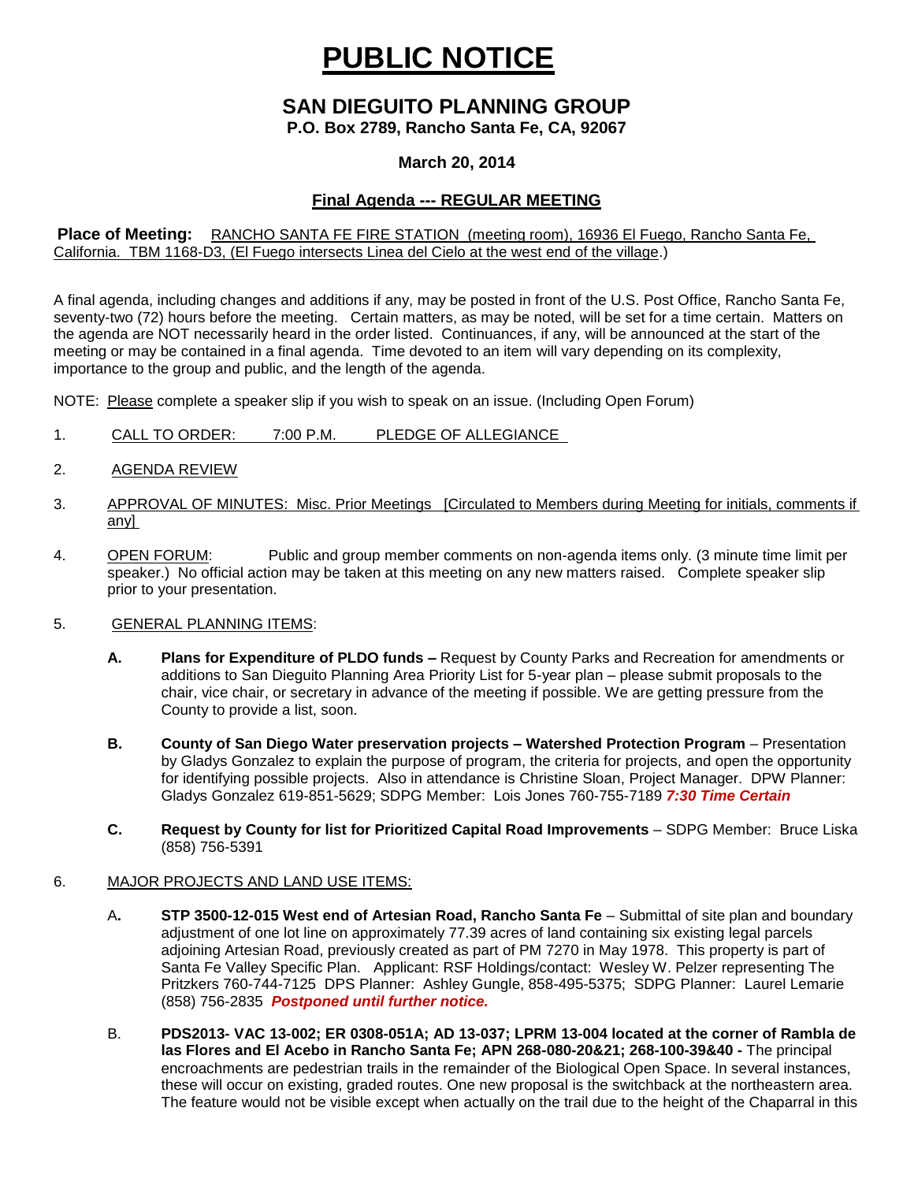# PUBLIC NOTICE

## SAN DIEGUITO PLANNING GROUP

**P.O. Box 2789, Rancho Santa Fe, CA, 92067**

**March 20, 2014**

**Final Agenda --- REGULAR MEETING**

**Place of Meeting:** RANCHO SANTA FE FIRE STATION (meeting room), 16936 El Fuego, Rancho Santa Fe, California. TBM 1168-D3, (El Fuego intersects Linea del Cielo at the west end of the village.)

A final agenda, including changes and additions if any, may be posted in front of the U.S. Post Office, Rancho Santa Fe, seventy-two (72) hours before the meeting. Certain matters, as may be noted, will be set for a time certain. Matters on the agenda are NOT necessarily heard in the order listed. Continuances, if any, will be announced at the start of the meeting or may be contained in a final agenda. Time devoted to an item will vary depending on its complexity, importance to the group and public, and the length of the agenda.

NOTE: Please complete a speaker slip if you wish to speak on an issue. (Including Open Forum)

1. CALL TO ORDER: 7:00 P.M. PLEDGE OF ALLEGIANCE

2. AGENDA REVIEW

3. APPROVAL OF MINUTES: Misc. Prior Meetings [Circulated to Members during Meeting for initials, comments if any]

4. OPEN FORUM: Public and group member comments on non-agenda items only. (3 minute time limit per speaker.) No official action may be taken at this meeting on any new matters raised. Complete speaker slip prior to your presentation.

5. GENERAL PLANNING ITEMS:

   **A. Plans for Expenditure of PLDO funds –** Request by County Parks and Recreation for amendments or additions to San Dieguito Planning Area Priority List for 5-year plan – please submit proposals to the chair, vice chair, or secretary in advance of the meeting if possible. We are getting pressure from the County to provide a list, soon.

   **B. County of San Diego Water preservation projects – Watershed Protection Program** – Presentation by Gladys Gonzalez to explain the purpose of program, the criteria for projects, and open the opportunity for identifying possible projects. Also in attendance is Christine Sloan, Project Manager. DPW Planner: Gladys Gonzalez 619-851-5629; SDPG Member: Lois Jones 760-755-7189 ***7:30 Time Certain***

   **C. Request by County for list for Prioritized Capital Road Improvements** – SDPG Member: Bruce Liska (858) 756-5391

6. MAJOR PROJECTS AND LAND USE ITEMS:

   A. **STP 3500-12-015 West end of Artesian Road, Rancho Santa Fe** – Submittal of site plan and boundary adjustment of one lot line on approximately 77.39 acres of land containing six existing legal parcels adjoining Artesian Road, previously created as part of PM 7270 in May 1978. This property is part of Santa Fe Valley Specific Plan. Applicant: RSF Holdings/contact: Wesley W. Pelzer representing The Pritzkers 760-744-7125 DPS Planner: Ashley Gungle, 858-495-5375; SDPG Planner: Laurel Lemarie (858) 756-2835 ***Postponed until further notice.***

   B. **PDS2013- VAC 13-002; ER 0308-051A; AD 13-037; LPRM 13-004 located at the corner of Rambla de las Flores and El Acebo in Rancho Santa Fe; APN 268-080-20&21; 268-100-39&40 -** The principal encroachments are pedestrian trails in the remainder of the Biological Open Space. In several instances, these will occur on existing, graded routes. One new proposal is the switchback at the northeastern area. The feature would not be visible except when actually on the trail due to the height of the Chaparral in this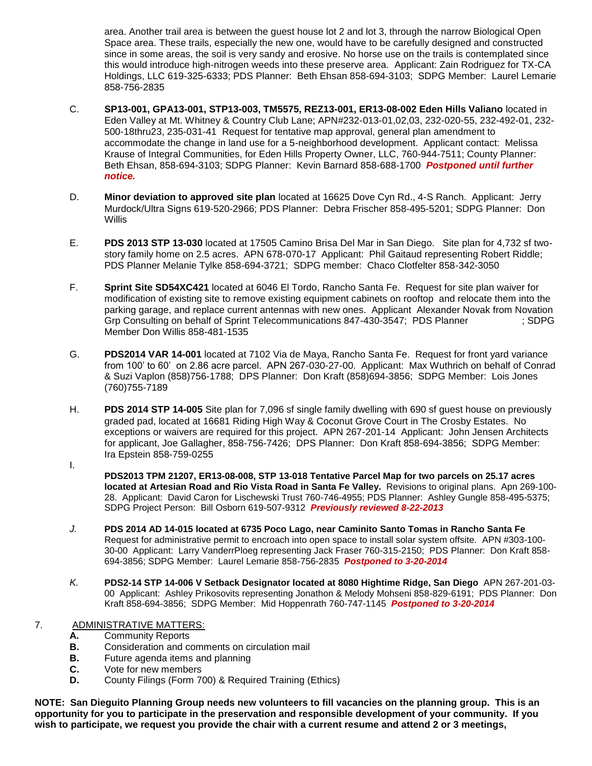area. Another trail area is between the guest house lot 2 and lot 3, through the narrow Biological Open Space area. These trails, especially the new one, would have to be carefully designed and constructed since in some areas, the soil is very sandy and erosive. No horse use on the trails is contemplated since this would introduce high-nitrogen weeds into these preserve area. Applicant: Zain Rodriguez for TX-CA Holdings, LLC 619-325-6333; PDS Planner: Beth Ehsan 858-694-3103; SDPG Member: Laurel Lemarie 858-756-2835

C. **SP13-001, GPA13-001, STP13-003, TM5575, REZ13-001, ER13-08-002 Eden Hills Valiano** located in Eden Valley at Mt. Whitney & Country Club Lane; APN#232-013-01,02,03, 232-020-55, 232-492-01, 232-500-18thru23, 235-031-41 Request for tentative map approval, general plan amendment to accommodate the change in land use for a 5-neighborhood development. Applicant contact: Melissa Krause of Integral Communities, for Eden Hills Property Owner, LLC, 760-944-7511; County Planner: Beth Ehsan, 858-694-3103; SDPG Planner: Kevin Barnard 858-688-1700 ***Postponed until further notice.***

D. **Minor deviation to approved site plan** located at 16625 Dove Cyn Rd., 4-S Ranch. Applicant: Jerry Murdock/Ultra Signs 619-520-2966; PDS Planner: Debra Frischer 858-495-5201; SDPG Planner: Don Willis

E. **PDS 2013 STP 13-030** located at 17505 Camino Brisa Del Mar in San Diego. Site plan for 4,732 sf two-story family home on 2.5 acres. APN 678-070-17 Applicant: Phil Gaitaud representing Robert Riddle; PDS Planner Melanie Tylke 858-694-3721; SDPG member: Chaco Clotfelter 858-342-3050

F. **Sprint Site SD54XC421** located at 6046 El Tordo, Rancho Santa Fe. Request for site plan waiver for modification of existing site to remove existing equipment cabinets on rooftop and relocate them into the parking garage, and replace current antennas with new ones. Applicant Alexander Novak from Novation Grp Consulting on behalf of Sprint Telecommunications 847-430-3547; PDS Planner ; SDPG Member Don Willis 858-481-1535

G. **PDS2014 VAR 14-001** located at 7102 Via de Maya, Rancho Santa Fe. Request for front yard variance from 100' to 60' on 2.86 acre parcel. APN 267-030-27-00. Applicant: Max Wuthrich on behalf of Conrad & Suzi Vaplon (858)756-1788; DPS Planner: Don Kraft (858)694-3856; SDPG Member: Lois Jones (760)755-7189

H. **PDS 2014 STP 14-005** Site plan for 7,096 sf single family dwelling with 690 sf guest house on previously graded pad, located at 16681 Riding High Way & Coconut Grove Court in The Crosby Estates. No exceptions or waivers are required for this project. APN 267-201-14 Applicant: John Jensen Architects for applicant, Joe Gallagher, 858-756-7426; DPS Planner: Don Kraft 858-694-3856; SDPG Member: Ira Epstein 858-759-0255

I. **PDS2013 TPM 21207, ER13-08-008, STP 13-018 Tentative Parcel Map for two parcels on 25.17 acres located at Artesian Road and Rio Vista Road in Santa Fe Valley.** Revisions to original plans. Apn 269-100-28. Applicant: David Caron for Lischewski Trust 760-746-4955; PDS Planner: Ashley Gungle 858-495-5375; SDPG Project Person: Bill Osborn 619-507-9312 ***Previously reviewed 8-22-2013***

*J.* **PDS 2014 AD 14-015 located at 6735 Poco Lago, near Caminito Santo Tomas in Rancho Santa Fe** Request for administrative permit to encroach into open space to install solar system offsite. APN #303-100-30-00 Applicant: Larry VanderrPloeg representing Jack Fraser 760-315-2150; PDS Planner: Don Kraft 858-694-3856; SDPG Member: Laurel Lemarie 858-756-2835 ***Postponed to 3-20-2014***

*K.* **PDS2-14 STP 14-006 V Setback Designator located at 8080 Hightime Ridge, San Diego** APN 267-201-03-00 Applicant: Ashley Prikosovits representing Jonathon & Melody Mohseni 858-829-6191; PDS Planner: Don Kraft 858-694-3856; SDPG Member: Mid Hoppenrath 760-747-1145 ***Postponed to 3-20-2014***

7. ADMINISTRATIVE MATTERS:
   **A.** Community Reports
   **B.** Consideration and comments on circulation mail
   **B.** Future agenda items and planning
   **C.** Vote for new members
   **D.** County Filings (Form 700) & Required Training (Ethics)

**NOTE: San Dieguito Planning Group needs new volunteers to fill vacancies on the planning group. This is an opportunity for you to participate in the preservation and responsible development of your community. If you wish to participate, we request you provide the chair with a current resume and attend 2 or 3 meetings,**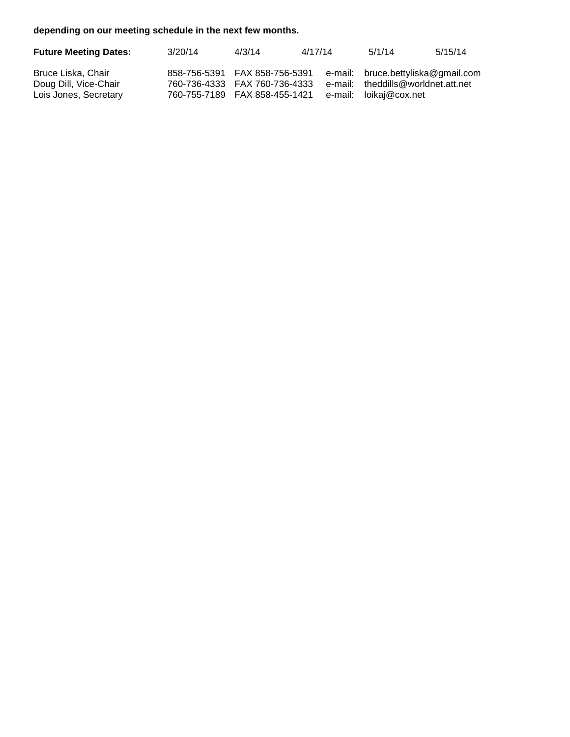**depending on our meeting schedule in the next few months.**

| | | | | | |
|---|---|---|---|---|---|
| **Future Meeting Dates:** | 3/20/14 | 4/3/14 | 4/17/14 | 5/1/14 | 5/15/14 |

| | | | |
|---|---|---|---|
| Bruce Liska, Chair | 858-756-5391 | FAX 858-756-5391 | e-mail: bruce.bettyliska@gmail.com |
| Doug Dill, Vice-Chair | 760-736-4333 | FAX 760-736-4333 | e-mail: theddills@worldnet.att.net |
| Lois Jones, Secretary | 760-755-7189 | FAX 858-455-1421 | e-mail: loikaj@cox.net |